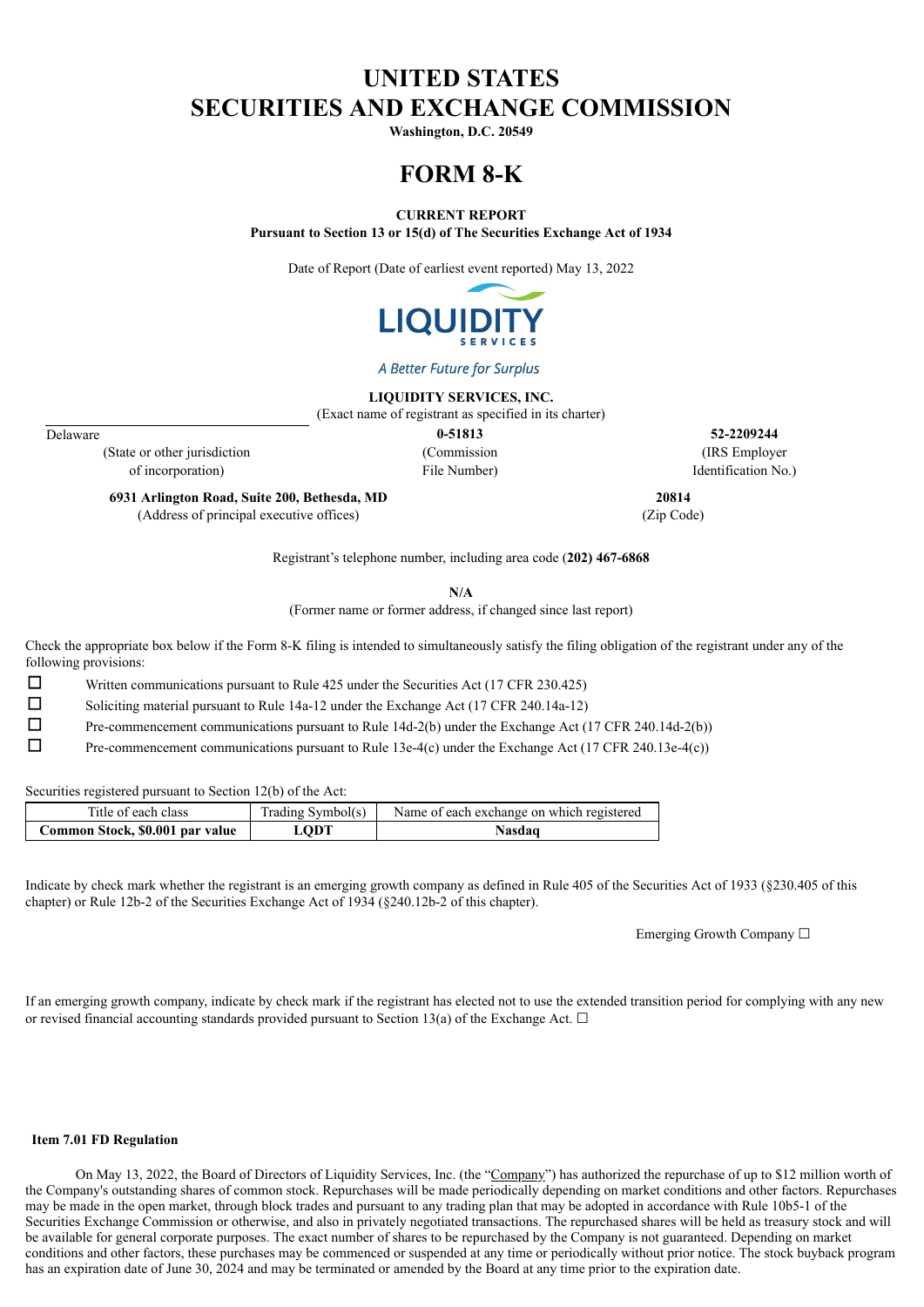# UNITED STATES
# SECURITIES AND EXCHANGE COMMISSION

**Washington, D.C. 20549**

# FORM 8-K

**CURRENT REPORT**
**Pursuant to Section 13 or 15(d) of The Securities Exchange Act of 1934**

Date of Report (Date of earliest event reported) May 13, 2022

LIQUIDITY SERVICES

*A Better Future for Surplus*

**LIQUIDITY SERVICES, INC.**
(Exact name of registrant as specified in its charter)

| Delaware | **0-51813** | **52-2209244** |
|---|---|---|
| (State or other jurisdiction of incorporation) | (Commission File Number) | (IRS Employer Identification No.) |

| **6931 Arlington Road, Suite 200, Bethesda, MD** | **20814** |
|---|---|
| (Address of principal executive offices) | (Zip Code) |

Registrant's telephone number, including area code **(202) 467-6868**

**N/A**
(Former name or former address, if changed since last report)

Check the appropriate box below if the Form 8-K filing is intended to simultaneously satisfy the filing obligation of the registrant under any of the following provisions:

☐ Written communications pursuant to Rule 425 under the Securities Act (17 CFR 230.425)

☐ Soliciting material pursuant to Rule 14a-12 under the Exchange Act (17 CFR 240.14a-12)

☐ Pre-commencement communications pursuant to Rule 14d-2(b) under the Exchange Act (17 CFR 240.14d-2(b))

☐ Pre-commencement communications pursuant to Rule 13e-4(c) under the Exchange Act (17 CFR 240.13e-4(c))

Securities registered pursuant to Section 12(b) of the Act:

| Title of each class | Trading Symbol(s) | Name of each exchange on which registered |
|---|---|---|
| **Common Stock, $0.001 par value** | **LQDT** | **Nasdaq** |

Indicate by check mark whether the registrant is an emerging growth company as defined in Rule 405 of the Securities Act of 1933 (§230.405 of this chapter) or Rule 12b-2 of the Securities Exchange Act of 1934 (§240.12b-2 of this chapter).

Emerging Growth Company ☐

If an emerging growth company, indicate by check mark if the registrant has elected not to use the extended transition period for complying with any new or revised financial accounting standards provided pursuant to Section 13(a) of the Exchange Act. ☐

**Item 7.01 FD Regulation**

On May 13, 2022, the Board of Directors of Liquidity Services, Inc. (the "Company") has authorized the repurchase of up to $12 million worth of the Company's outstanding shares of common stock. Repurchases will be made periodically depending on market conditions and other factors. Repurchases may be made in the open market, through block trades and pursuant to any trading plan that may be adopted in accordance with Rule 10b5-1 of the Securities Exchange Commission or otherwise, and also in privately negotiated transactions. The repurchased shares will be held as treasury stock and will be available for general corporate purposes. The exact number of shares to be repurchased by the Company is not guaranteed. Depending on market conditions and other factors, these purchases may be commenced or suspended at any time or periodically without prior notice. The stock buyback program has an expiration date of June 30, 2024 and may be terminated or amended by the Board at any time prior to the expiration date.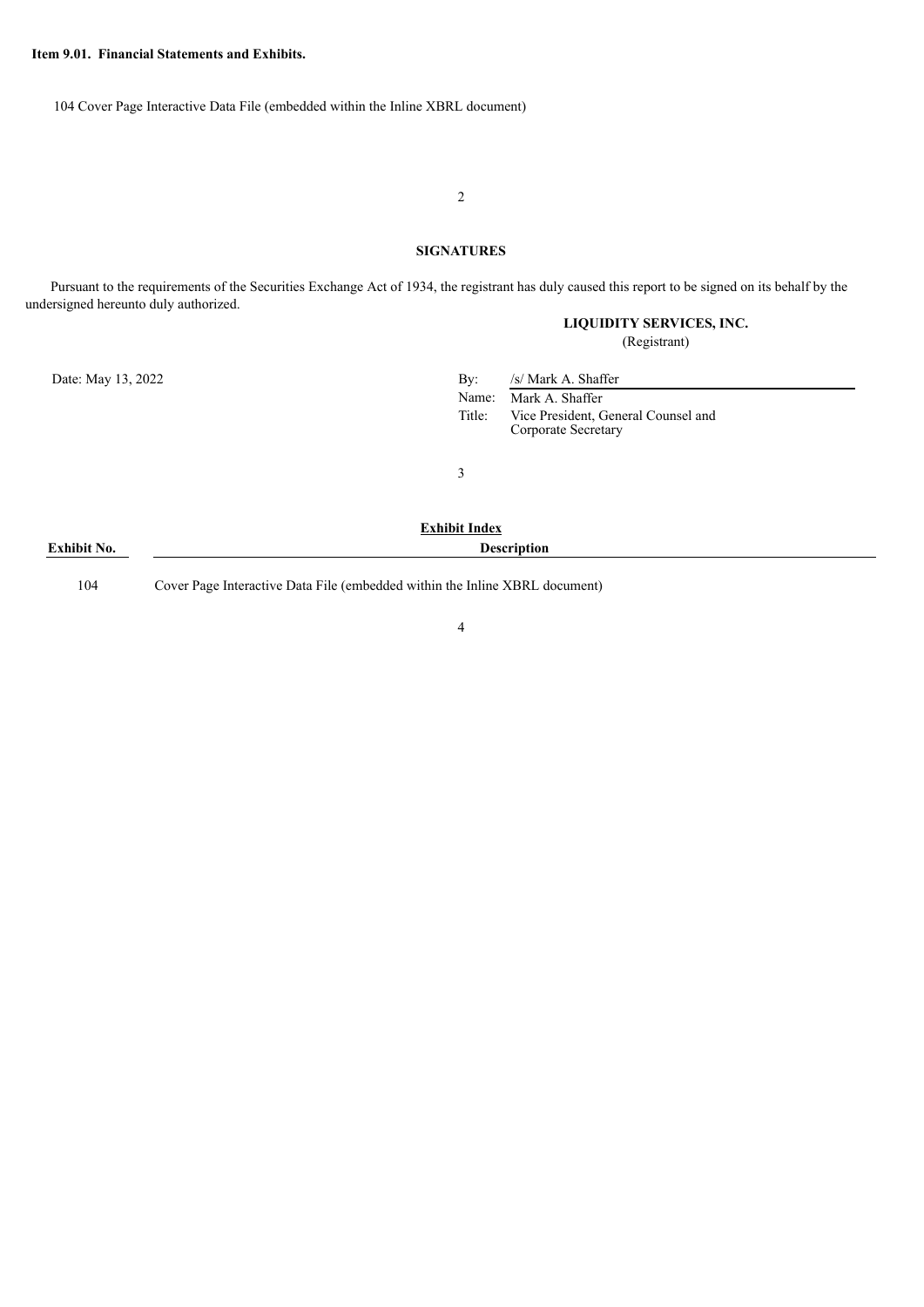**Item 9.01. Financial Statements and Exhibits.**

104 Cover Page Interactive Data File (embedded within the Inline XBRL document)

## SIGNATURES

Pursuant to the requirements of the Securities Exchange Act of 1934, the registrant has duly caused this report to be signed on its behalf by the undersigned hereunto duly authorized.

**LIQUIDITY SERVICES, INC.**
(Registrant)

Date: May 13, 2022

By: /s/ Mark A. Shaffer
Name: Mark A. Shaffer
Title: Vice President, General Counsel and Corporate Secretary

**Exhibit Index**

| Exhibit No. | Description |
| --- | --- |
| 104 | Cover Page Interactive Data File (embedded within the Inline XBRL document) |